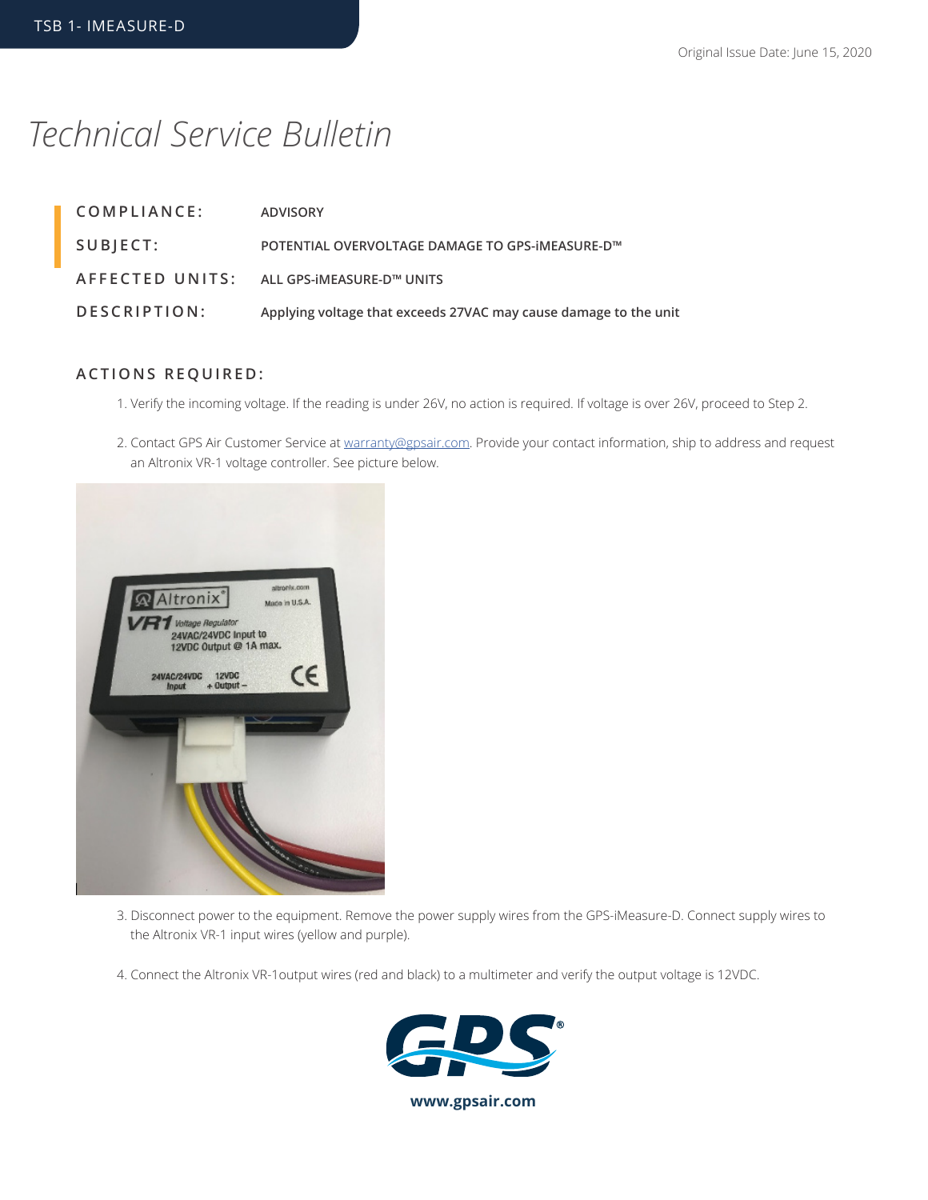TSB 1- IMEASURE-D

Original Issue Date: June 15, 2020

# *Technical Service Bulletin*

| | |
|---|---|
| **COMPLIANCE:** | **ADVISORY** |
| **SUBJECT:** | **POTENTIAL OVERVOLTAGE DAMAGE TO GPS-iMEASURE-D™** |
| **AFFECTED UNITS:** | **ALL GPS-iMEASURE-D™ UNITS** |
| **DESCRIPTION:** | **Applying voltage that exceeds 27VAC may cause damage to the unit** |

## ACTIONS REQUIRED:

1. Verify the incoming voltage. If the reading is under 26V, no action is required. If voltage is over 26V, proceed to Step 2.

2. Contact GPS Air Customer Service at [warranty@gpsair.com](mailto:warranty@gpsair.com). Provide your contact information, ship to address and request an Altronix VR-1 voltage controller. See picture below.

3. Disconnect power to the equipment. Remove the power supply wires from the GPS-iMeasure-D. Connect supply wires to the Altronix VR-1 input wires (yellow and purple).

4. Connect the Altronix VR-1output wires (red and black) to a multimeter and verify the output voltage is 12VDC.

**www.gpsair.com**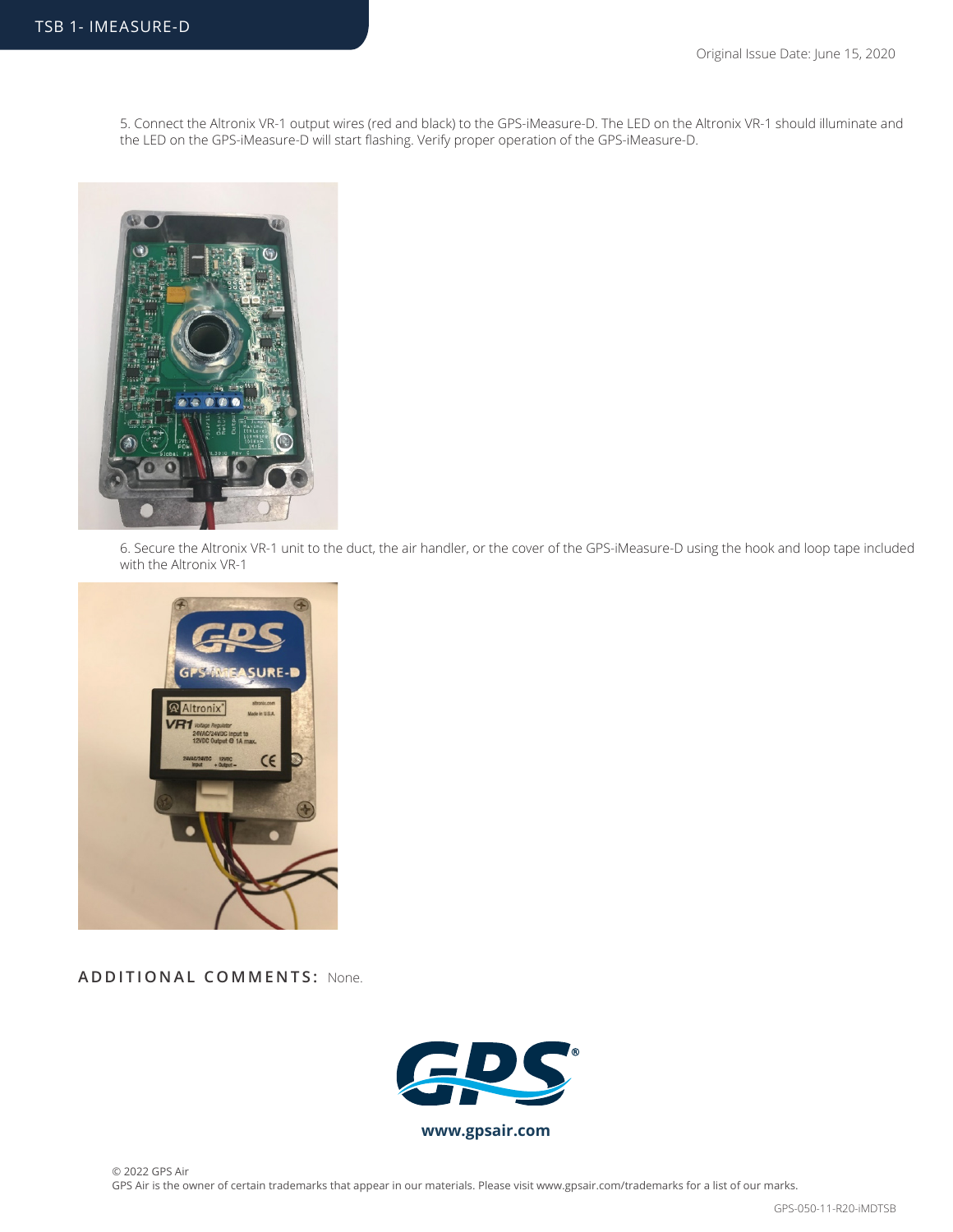5. Connect the Altronix VR-1 output wires (red and black) to the GPS-iMeasure-D. The LED on the Altronix VR-1 should illuminate and the LED on the GPS-iMeasure-D will start flashing. Verify proper operation of the GPS-iMeasure-D.

6. Secure the Altronix VR-1 unit to the duct, the air handler, or the cover of the GPS-iMeasure-D using the hook and loop tape included with the Altronix VR-1

**ADDITIONAL COMMENTS:** None.

www.gpsair.com

© 2022 GPS Air
GPS Air is the owner of certain trademarks that appear in our materials. Please visit www.gpsair.com/trademarks for a list of our marks.

GPS-050-11-R20-iMDTSB